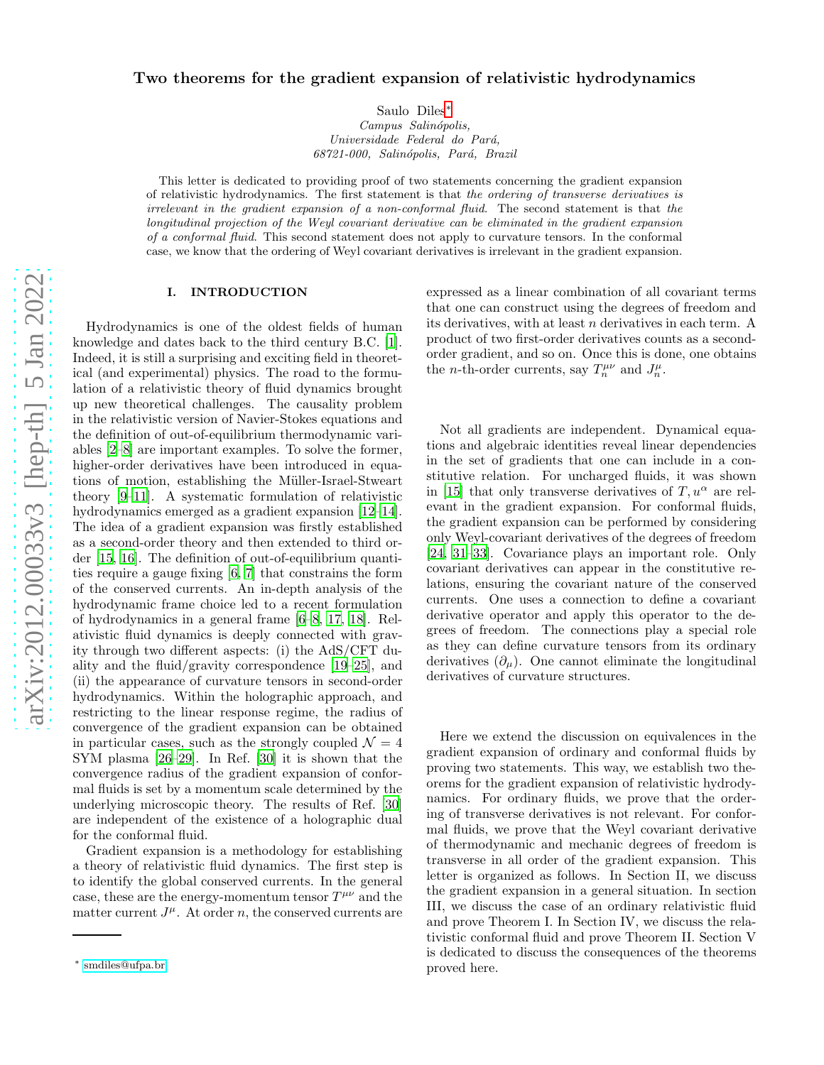# Two theorems for the gradient expansion of relativistic hydrodynamics

Saulo Diles[*]

*Campus Salinópolis,*
*Universidade Federal do Pará,*
*68721-000, Salinópolis, Pará, Brazil*

This letter is dedicated to providing proof of two statements concerning the gradient expansion of relativistic hydrodynamics. The first statement is that *the ordering of transverse derivatives is irrelevant in the gradient expansion of a non-conformal fluid*. The second statement is that *the longitudinal projection of the Weyl covariant derivative can be eliminated in the gradient expansion of a conformal fluid*. This second statement does not apply to curvature tensors. In the conformal case, we know that the ordering of Weyl covariant derivatives is irrelevant in the gradient expansion.

## I. INTRODUCTION

Hydrodynamics is one of the oldest fields of human knowledge and dates back to the third century B.C. [1]. Indeed, it is still a surprising and exciting field in theoretical (and experimental) physics. The road to the formulation of a relativistic theory of fluid dynamics brought up new theoretical challenges. The causality problem in the relativistic version of Navier-Stokes equations and the definition of out-of-equilibrium thermodynamic variables [2–8] are important examples. To solve the former, higher-order derivatives have been introduced in equations of motion, establishing the Müller-Israel-Stweart theory [9–11]. A systematic formulation of relativistic hydrodynamics emerged as a gradient expansion [12–14]. The idea of a gradient expansion was firstly established as a second-order theory and then extended to third order [15, 16]. The definition of out-of-equilibrium quantities require a gauge fixing [6, 7] that constrains the form of the conserved currents. An in-depth analysis of the hydrodynamic frame choice led to a recent formulation of hydrodynamics in a general frame [6–8, 17, 18]. Relativistic fluid dynamics is deeply connected with gravity through two different aspects: (i) the AdS/CFT duality and the fluid/gravity correspondence [19–25], and (ii) the appearance of curvature tensors in second-order hydrodynamics. Within the holographic approach, and restricting to the linear response regime, the radius of convergence of the gradient expansion can be obtained in particular cases, such as the strongly coupled $\mathcal{N} = 4$ SYM plasma [26–29]. In Ref. [30] it is shown that the convergence radius of the gradient expansion of conformal fluids is set by a momentum scale determined by the underlying microscopic theory. The results of Ref. [30] are independent of the existence of a holographic dual for the conformal fluid.

Gradient expansion is a methodology for establishing a theory of relativistic fluid dynamics. The first step is to identify the global conserved currents. In the general case, these are the energy-momentum tensor $T^{\mu\nu}$ and the matter current $J^{\mu}$. At order $n$, the conserved currents are expressed as a linear combination of all covariant terms that one can construct using the degrees of freedom and its derivatives, with at least $n$ derivatives in each term. A product of two first-order derivatives counts as a second-order gradient, and so on. Once this is done, one obtains the $n$-th-order currents, say $T^{\mu\nu}_n$ and $J^{\mu}_n$.

Not all gradients are independent. Dynamical equations and algebraic identities reveal linear dependencies in the set of gradients that one can include in a constitutive relation. For uncharged fluids, it was shown in [15] that only transverse derivatives of $T, u^{\alpha}$ are relevant in the gradient expansion. For conformal fluids, the gradient expansion can be performed by considering only Weyl-covariant derivatives of the degrees of freedom [24, 31–33]. Covariance plays an important role. Only covariant derivatives can appear in the constitutive relations, ensuring the covariant nature of the conserved currents. One uses a connection to define a covariant derivative operator and apply this operator to the degrees of freedom. The connections play a special role as they can define curvature tensors from its ordinary derivatives ($\partial_{\mu}$). One cannot eliminate the longitudinal derivatives of curvature structures.

Here we extend the discussion on equivalences in the gradient expansion of ordinary and conformal fluids by proving two statements. This way, we establish two theorems for the gradient expansion of relativistic hydrodynamics. For ordinary fluids, we prove that the ordering of transverse derivatives is not relevant. For conformal fluids, we prove that the Weyl covariant derivative of thermodynamic and mechanic degrees of freedom is transverse in all order of the gradient expansion. This letter is organized as follows. In Section II, we discuss the gradient expansion in a general situation. In section III, we discuss the case of an ordinary relativistic fluid and prove Theorem I. In Section IV, we discuss the relativistic conformal fluid and prove Theorem II. Section V is dedicated to discuss the consequences of the theorems proved here.

[*] smdiles@ufpa.br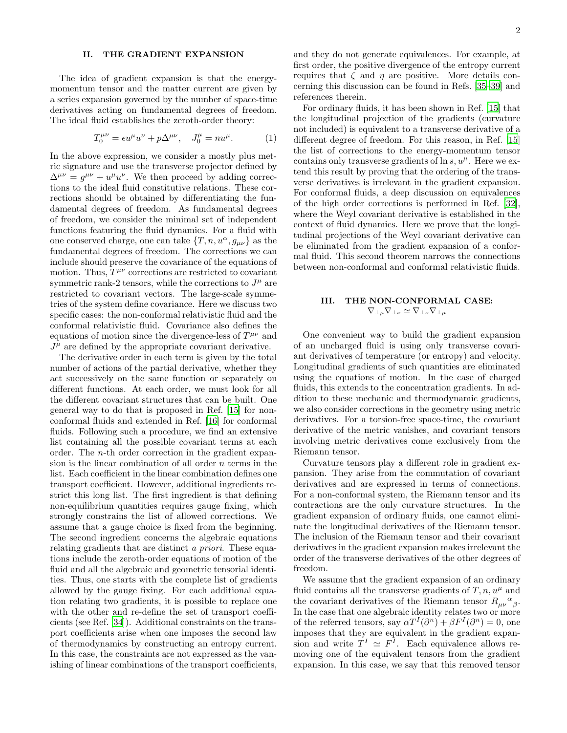## II. THE GRADIENT EXPANSION

The idea of gradient expansion is that the energy-momentum tensor and the matter current are given by a series expansion governed by the number of space-time derivatives acting on fundamental degrees of freedom. The ideal fluid establishes the zeroth-order theory:

$$T_0^{\mu\nu} = \epsilon u^\mu u^\nu + p\Delta^{\mu\nu}, \quad J_0^\mu = n u^\mu. \tag{1}$$

In the above expression, we consider a mostly plus metric signature and use the transverse projector defined by $\Delta^{\mu\nu} = g^{\mu\nu} + u^\mu u^\nu$. We then proceed by adding corrections to the ideal fluid constitutive relations. These corrections should be obtained by differentiating the fundamental degrees of freedom. As fundamental degrees of freedom, we consider the minimal set of independent functions featuring the fluid dynamics. For a fluid with one conserved charge, one can take $\{T, n, u^\alpha, g_{\mu\nu}\}$ as the fundamental degrees of freedom. The corrections we can include should preserve the covariance of the equations of motion. Thus, $T^{\mu\nu}$ corrections are restricted to covariant symmetric rank-2 tensors, while the corrections to $J^\mu$ are restricted to covariant vectors. The large-scale symmetries of the system define covariance. Here we discuss two specific cases: the non-conformal relativistic fluid and the conformal relativistic fluid. Covariance also defines the equations of motion since the divergence-less of $T^{\mu\nu}$ and $J^\mu$ are defined by the appropriate covariant derivative.

The derivative order in each term is given by the total number of actions of the partial derivative, whether they act successively on the same function or separately on different functions. At each order, we must look for all the different covariant structures that can be built. One general way to do that is proposed in Ref. [15] for non-conformal fluids and extended in Ref. [16] for conformal fluids. Following such a procedure, we find an extensive list containing all the possible covariant terms at each order. The $n$-th order correction in the gradient expansion is the linear combination of all order $n$ terms in the list. Each coefficient in the linear combination defines one transport coefficient. However, additional ingredients restrict this long list. The first ingredient is that defining non-equilibrium quantities requires gauge fixing, which strongly constrains the list of allowed corrections. We assume that a gauge choice is fixed from the beginning. The second ingredient concerns the algebraic equations relating gradients that are distinct *a priori*. These equations include the zeroth-order equations of motion of the fluid and all the algebraic and geometric tensorial identities. Thus, one starts with the complete list of gradients allowed by the gauge fixing. For each additional equation relating two gradients, it is possible to replace one with the other and re-define the set of transport coefficients (see Ref. [34]). Additional constraints on the transport coefficients arise when one imposes the second law of thermodynamics by constructing an entropy current. In this case, the constraints are not expressed as the vanishing of linear combinations of the transport coefficients, and they do not generate equivalences. For example, at first order, the positive divergence of the entropy current requires that $\zeta$ and $\eta$ are positive. More details concerning this discussion can be found in Refs. [35–39] and references therein.

For ordinary fluids, it has been shown in Ref. [15] that the longitudinal projection of the gradients (curvature not included) is equivalent to a transverse derivative of a different degree of freedom. For this reason, in Ref. [15] the list of corrections to the energy-momentum tensor contains only transverse gradients of $\ln s, u^\mu$. Here we extend this result by proving that the ordering of the transverse derivatives is irrelevant in the gradient expansion. For conformal fluids, a deep discussion on equivalences of the high order corrections is performed in Ref. [32], where the Weyl covariant derivative is established in the context of fluid dynamics. Here we prove that the longitudinal projections of the Weyl covariant derivative can be eliminated from the gradient expansion of a conformal fluid. This second theorem narrows the connections between non-conformal and conformal relativistic fluids.

## III. THE NON-CONFORMAL CASE: $\nabla_{\perp\mu}\nabla_{\perp\nu} \simeq \nabla_{\perp\nu}\nabla_{\perp\mu}$

One convenient way to build the gradient expansion of an uncharged fluid is using only transverse covariant derivatives of temperature (or entropy) and velocity. Longitudinal gradients of such quantities are eliminated using the equations of motion. In the case of charged fluids, this extends to the concentration gradients. In addition to these mechanic and thermodynamic gradients, we also consider corrections in the geometry using metric derivatives. For a torsion-free space-time, the covariant derivative of the metric vanishes, and covariant tensors involving metric derivatives come exclusively from the Riemann tensor.

Curvature tensors play a different role in gradient expansion. They arise from the commutation of covariant derivatives and are expressed in terms of connections. For a non-conformal system, the Riemann tensor and its contractions are the only curvature structures. In the gradient expansion of ordinary fluids, one cannot eliminate the longitudinal derivatives of the Riemann tensor. The inclusion of the Riemann tensor and their covariant derivatives in the gradient expansion makes irrelevant the order of the transverse derivatives of the other degrees of freedom.

We assume that the gradient expansion of an ordinary fluid contains all the transverse gradients of $T, n, u^\mu$ and the covariant derivatives of the Riemann tensor ${R_{\mu\nu}}^\alpha{}_\beta$. In the case that one algebraic identity relates two or more of the referred tensors, say $\alpha T^I(\partial^n) + \beta F^I(\partial^n) = 0$, one imposes that they are equivalent in the gradient expansion and write $T^I \simeq F^I$. Each equivalence allows removing one of the equivalent tensors from the gradient expansion. In this case, we say that this removed tensor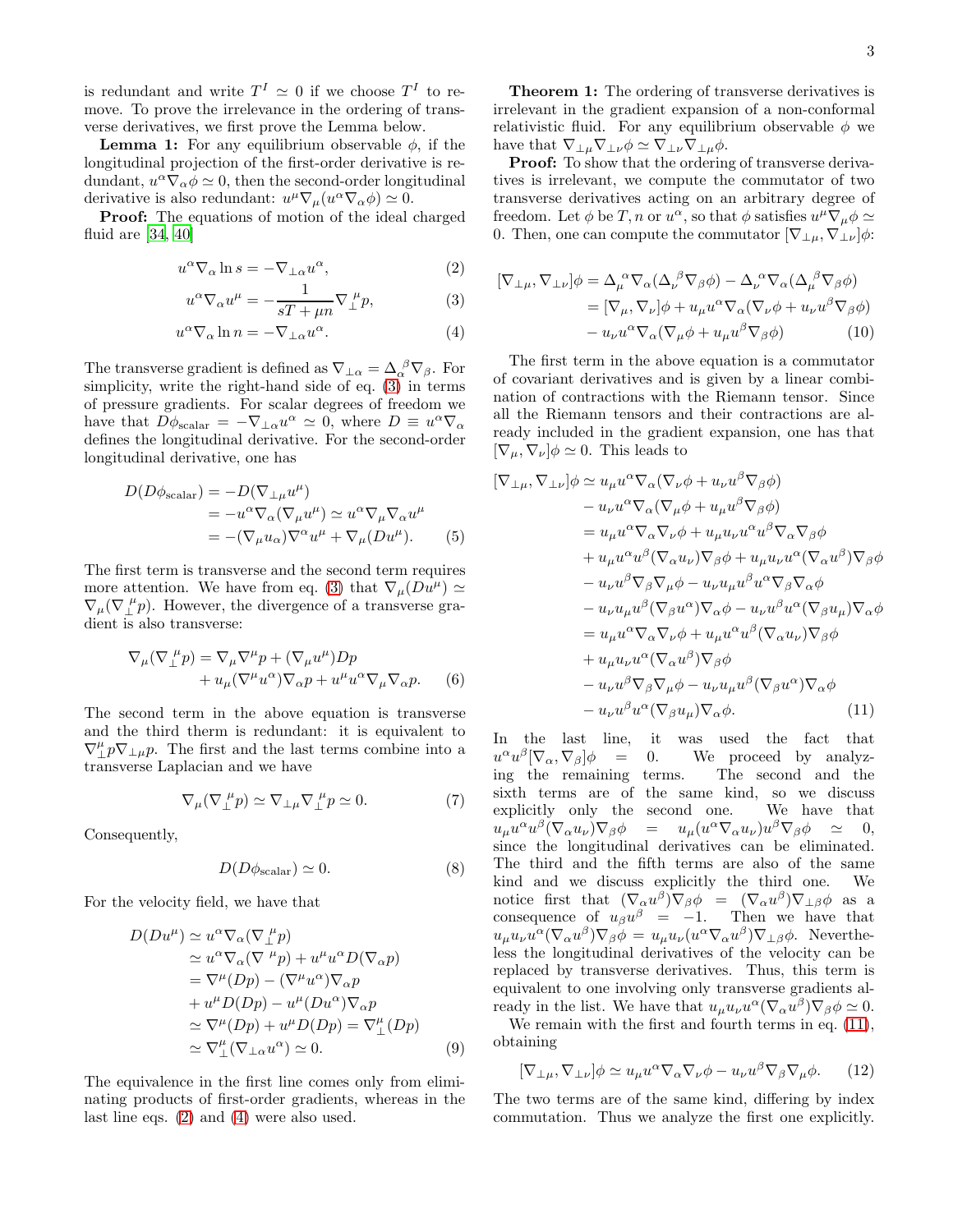is redundant and write $T^I \simeq 0$ if we choose $T^I$ to remove. To prove the irrelevance in the ordering of transverse derivatives, we first prove the Lemma below.

**Lemma 1:** For any equilibrium observable $\phi$, if the longitudinal projection of the first-order derivative is redundant, $u^\alpha \nabla_\alpha \phi \simeq 0$, then the second-order longitudinal derivative is also redundant: $u^\mu \nabla_\mu (u^\alpha \nabla_\alpha \phi) \simeq 0$.

**Proof:** The equations of motion of the ideal charged fluid are [34, 40]

$$u^\alpha \nabla_\alpha \ln s = -\nabla_{\perp\alpha} u^\alpha, \tag{2}$$

$$u^\alpha \nabla_\alpha u^\mu = -\frac{1}{sT + \mu n} \nabla_\perp^{\ \mu} p, \tag{3}$$

$$u^\alpha \nabla_\alpha \ln n = -\nabla_{\perp\alpha} u^\alpha. \tag{4}$$

The transverse gradient is defined as $\nabla_{\perp\alpha} = \Delta_\alpha^{\ \beta} \nabla_\beta$. For simplicity, write the right-hand side of eq. (3) in terms of pressure gradients. For scalar degrees of freedom we have that $D\phi_{\text{scalar}} = -\nabla_{\perp\alpha} u^\alpha \simeq 0$, where $D \equiv u^\alpha \nabla_\alpha$ defines the longitudinal derivative. For the second-order longitudinal derivative, one has

$$\begin{aligned}
D(D\phi_{\text{scalar}}) &= -D(\nabla_{\perp\mu} u^\mu) \\
&= -u^\alpha \nabla_\alpha (\nabla_\mu u^\mu) \simeq u^\alpha \nabla_\mu \nabla_\alpha u^\mu \\
&= -(\nabla_\mu u_\alpha) \nabla^\alpha u^\mu + \nabla_\mu (D u^\mu).
\end{aligned} \tag{5}$$

The first term is transverse and the second term requires more attention. We have from eq. (3) that $\nabla_\mu (D u^\mu) \simeq \nabla_\mu (\nabla_\perp^{\ \mu} p)$. However, the divergence of a transverse gradient is also transverse:

$$\begin{aligned}
\nabla_\mu (\nabla_\perp^{\ \mu} p) &= \nabla_\mu \nabla^\mu p + (\nabla_\mu u^\mu) D p \\
&+ u_\mu (\nabla^\mu u^\alpha) \nabla_\alpha p + u^\mu u^\alpha \nabla_\mu \nabla_\alpha p.
\end{aligned} \tag{6}$$

The second term in the above equation is transverse and the third therm is redundant: it is equivalent to $\nabla_\perp^\mu p \nabla_{\perp\mu} p$. The first and the last terms combine into a transverse Laplacian and we have

$$\nabla_\mu (\nabla_\perp^{\ \mu} p) \simeq \nabla_{\perp\mu} \nabla_\perp^{\ \mu} p \simeq 0. \tag{7}$$

Consequently,

$$D(D\phi_{\text{scalar}}) \simeq 0. \tag{8}$$

For the velocity field, we have that

$$\begin{aligned}
D(D u^\mu) &\simeq u^\alpha \nabla_\alpha (\nabla_\perp^{\ \mu} p) \\
&\simeq u^\alpha \nabla_\alpha (\nabla^{\ \mu} p) + u^\mu u^\alpha D(\nabla_\alpha p) \\
&= \nabla^\mu (D p) - (\nabla^\mu u^\alpha) \nabla_\alpha p \\
&+ u^\mu D(D p) - u^\mu (D u^\alpha) \nabla_\alpha p \\
&\simeq \nabla^\mu (D p) + u^\mu D(D p) = \nabla_\perp^\mu (D p) \\
&\simeq \nabla_\perp^\mu (\nabla_{\perp\alpha} u^\alpha) \simeq 0.
\end{aligned} \tag{9}$$

The equivalence in the first line comes only from eliminating products of first-order gradients, whereas in the last line eqs. (2) and (4) were also used.

**Theorem 1:** The ordering of transverse derivatives is irrelevant in the gradient expansion of a non-conformal relativistic fluid. For any equilibrium observable $\phi$ we have that $\nabla_{\perp\mu} \nabla_{\perp\nu} \phi \simeq \nabla_{\perp\nu} \nabla_{\perp\mu} \phi$.

**Proof:** To show that the ordering of transverse derivatives is irrelevant, we compute the commutator of two transverse derivatives acting on an arbitrary degree of freedom. Let $\phi$ be $T, n$ or $u^\alpha$, so that $\phi$ satisfies $u^\mu \nabla_\mu \phi \simeq 0$. Then, one can compute the commutator $[\nabla_{\perp\mu}, \nabla_{\perp\nu}]\phi$:

$$\begin{aligned}
[\nabla_{\perp\mu}, \nabla_{\perp\nu}]\phi &= \Delta_\mu^{\ \alpha} \nabla_\alpha (\Delta_\nu^{\ \beta} \nabla_\beta \phi) - \Delta_\nu^{\ \alpha} \nabla_\alpha (\Delta_\mu^{\ \beta} \nabla_\beta \phi) \\
&= [\nabla_\mu, \nabla_\nu]\phi + u_\mu u^\alpha \nabla_\alpha (\nabla_\nu \phi + u_\nu u^\beta \nabla_\beta \phi) \\
&- u_\nu u^\alpha \nabla_\alpha (\nabla_\mu \phi + u_\mu u^\beta \nabla_\beta \phi)
\end{aligned} \tag{10}$$

The first term in the above equation is a commutator of covariant derivatives and is given by a linear combination of contractions with the Riemann tensor. Since all the Riemann tensors and their contractions are already included in the gradient expansion, one has that $[\nabla_\mu, \nabla_\nu]\phi \simeq 0$. This leads to

$$\begin{aligned}
[\nabla_{\perp\mu}, \nabla_{\perp\nu}]\phi &\simeq u_\mu u^\alpha \nabla_\alpha (\nabla_\nu \phi + u_\nu u^\beta \nabla_\beta \phi) \\
&- u_\nu u^\alpha \nabla_\alpha (\nabla_\mu \phi + u_\mu u^\beta \nabla_\beta \phi) \\
&= u_\mu u^\alpha \nabla_\alpha \nabla_\nu \phi + u_\mu u_\nu u^\alpha u^\beta \nabla_\alpha \nabla_\beta \phi \\
&+ u_\mu u^\alpha u^\beta (\nabla_\alpha u_\nu) \nabla_\beta \phi + u_\mu u_\nu u^\alpha (\nabla_\alpha u^\beta) \nabla_\beta \phi \\
&- u_\nu u^\beta \nabla_\beta \nabla_\mu \phi - u_\nu u_\mu u^\beta u^\alpha \nabla_\beta \nabla_\alpha \phi \\
&- u_\nu u_\mu u^\beta (\nabla_\beta u^\alpha) \nabla_\alpha \phi - u_\nu u^\beta u^\alpha (\nabla_\beta u_\mu) \nabla_\alpha \phi \\
&= u_\mu u^\alpha \nabla_\alpha \nabla_\nu \phi + u_\mu u^\alpha u^\beta (\nabla_\alpha u_\nu) \nabla_\beta \phi \\
&+ u_\mu u_\nu u^\alpha (\nabla_\alpha u^\beta) \nabla_\beta \phi \\
&- u_\nu u^\beta \nabla_\beta \nabla_\mu \phi - u_\nu u_\mu u^\beta (\nabla_\beta u^\alpha) \nabla_\alpha \phi \\
&- u_\nu u^\beta u^\alpha (\nabla_\beta u_\mu) \nabla_\alpha \phi.
\end{aligned} \tag{11}$$

In the last line, it was used the fact that $u^\alpha u^\beta [\nabla_\alpha, \nabla_\beta]\phi = 0$. We proceed by analyzing the remaining terms. The second and the sixth terms are of the same kind, so we discuss explicitly only the second one. We have that $u_\mu u^\alpha u^\beta (\nabla_\alpha u_\nu) \nabla_\beta \phi = u_\mu (u^\alpha \nabla_\alpha u_\nu) u^\beta \nabla_\beta \phi \simeq 0$, since the longitudinal derivatives can be eliminated. The third and the fifth terms are also of the same kind and we discuss explicitly the third one. We notice first that $(\nabla_\alpha u^\beta) \nabla_\beta \phi = (\nabla_\alpha u^\beta) \nabla_{\perp\beta} \phi$ as a consequence of $u_\beta u^\beta = -1$. Then we have that $u_\mu u_\nu u^\alpha (\nabla_\alpha u^\beta) \nabla_\beta \phi = u_\mu u_\nu (u^\alpha \nabla_\alpha u^\beta) \nabla_{\perp\beta} \phi$. Nevertheless the longitudinal derivatives of the velocity can be replaced by transverse derivatives. Thus, this term is equivalent to one involving only transverse gradients already in the list. We have that $u_\mu u_\nu u^\alpha (\nabla_\alpha u^\beta) \nabla_\beta \phi \simeq 0$.

We remain with the first and fourth terms in eq. (11), obtaining

$$[\nabla_{\perp\mu}, \nabla_{\perp\nu}]\phi \simeq u_\mu u^\alpha \nabla_\alpha \nabla_\nu \phi - u_\nu u^\beta \nabla_\beta \nabla_\mu \phi. \tag{12}$$

The two terms are of the same kind, differing by index commutation. Thus we analyze the first one explicitly.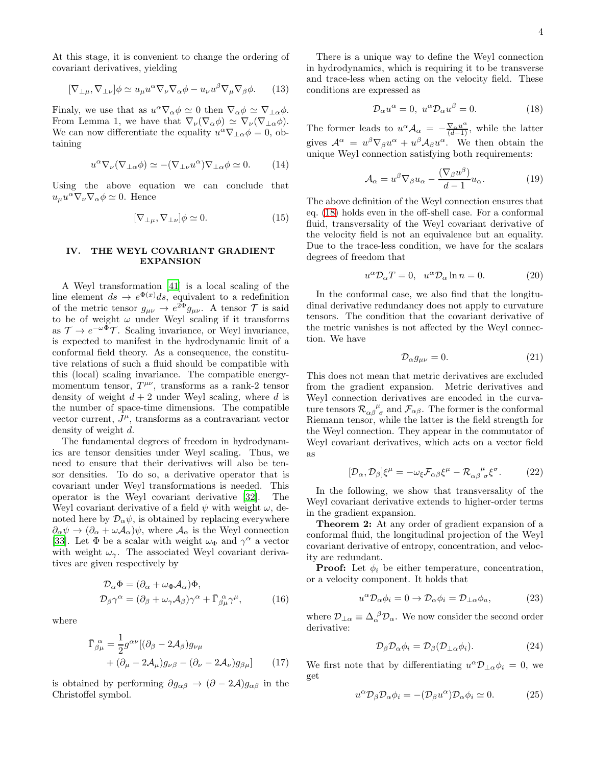At this stage, it is convenient to change the ordering of covariant derivatives, yielding

$$[\nabla_{\perp\mu}, \nabla_{\perp\nu}]\phi \simeq u_\mu u^\alpha \nabla_\nu \nabla_\alpha \phi - u_\nu u^\beta \nabla_\mu \nabla_\beta \phi. \quad (13)$$

Finaly, we use that as $u^\alpha \nabla_\alpha \phi \simeq 0$ then $\nabla_\alpha \phi \simeq \nabla_{\perp\alpha}\phi$. From Lemma 1, we have that $\nabla_\nu(\nabla_\alpha \phi) \simeq \nabla_\nu(\nabla_{\perp\alpha}\phi)$. We can now differentiate the equality $u^\alpha \nabla_{\perp\alpha}\phi = 0$, obtaining

$$u^\alpha \nabla_\nu(\nabla_{\perp\alpha}\phi) \simeq -(\nabla_{\perp\nu} u^\alpha)\nabla_{\perp\alpha}\phi \simeq 0. \quad (14)$$

Using the above equation we can conclude that $u_\mu u^\alpha \nabla_\nu \nabla_\alpha \phi \simeq 0$. Hence

$$[\nabla_{\perp\mu}, \nabla_{\perp\nu}]\phi \simeq 0. \quad (15)$$

## IV. THE WEYL COVARIANT GRADIENT EXPANSION

A Weyl transformation [41] is a local scaling of the line element $ds \to e^{\Phi(x)}ds$, equivalent to a redefinition of the metric tensor $g_{\mu\nu} \to e^{2\Phi}g_{\mu\nu}$. A tensor $\mathcal{T}$ is said to be of weight $\omega$ under Weyl scaling if it transforms as $\mathcal{T} \to e^{-\omega\Phi}\mathcal{T}$. Scaling invariance, or Weyl invariance, is expected to manifest in the hydrodynamic limit of a conformal field theory. As a consequence, the constitutive relations of such a fluid should be compatible with this (local) scaling invariance. The compatible energy-momentum tensor, $T^{\mu\nu}$, transforms as a rank-2 tensor density of weight $d+2$ under Weyl scaling, where $d$ is the number of space-time dimensions. The compatible vector current, $J^\mu$, transforms as a contravariant vector density of weight $d$.

The fundamental degrees of freedom in hydrodynamics are tensor densities under Weyl scaling. Thus, we need to ensure that their derivatives will also be tensor densities. To do so, a derivative operator that is covariant under Weyl transformations is needed. This operator is the Weyl covariant derivative [32]. The Weyl covariant derivative of a field $\psi$ with weight $\omega$, denoted here by $\mathcal{D}_\alpha\psi$, is obtained by replacing everywhere $\partial_\alpha\psi \to (\partial_\alpha + \omega\mathcal{A}_\alpha)\psi$, where $\mathcal{A}_\alpha$ is the Weyl connection [33]. Let $\Phi$ be a scalar with weight $\omega_\Phi$ and $\gamma^\alpha$ a vector with weight $\omega_\gamma$. The associated Weyl covariant derivatives are given respectively by

$$\begin{aligned}
\mathcal{D}_\alpha\Phi &= (\partial_\alpha + \omega_\Phi\mathcal{A}_\alpha)\Phi, \\
\mathcal{D}_\beta\gamma^\alpha &= (\partial_\beta + \omega_\gamma\mathcal{A}_\beta)\gamma^\alpha + \bar{\Gamma}^{\ \alpha}_{\beta\mu}\gamma^\mu,
\end{aligned} \quad (16)$$

where

$$\begin{aligned}
\bar{\Gamma}^{\ \alpha}_{\beta\mu} = \frac{1}{2}g^{\alpha\nu}[&(\partial_\beta - 2\mathcal{A}_\beta)g_{\nu\mu} \\
&+ (\partial_\mu - 2\mathcal{A}_\mu)g_{\nu\beta} - (\partial_\nu - 2\mathcal{A}_\nu)g_{\beta\mu}]
\end{aligned} \quad (17)$$

is obtained by performing $\partial g_{\alpha\beta} \to (\partial - 2\mathcal{A})g_{\alpha\beta}$ in the Christoffel symbol.

There is a unique way to define the Weyl connection in hydrodynamics, which is requiring it to be transverse and trace-less when acting on the velocity field. These conditions are expressed as

$$\mathcal{D}_\alpha u^\alpha = 0, \ \ u^\alpha\mathcal{D}_\alpha u^\beta = 0. \quad (18)$$

The former leads to $u^\alpha\mathcal{A}_\alpha = -\frac{\nabla_\alpha u^\alpha}{(d-1)}$, while the latter gives $\mathcal{A}^\alpha = u^\beta\nabla_\beta u^\alpha + u^\beta\mathcal{A}_\beta u^\alpha$. We then obtain the unique Weyl connection satisfying both requirements:

$$\mathcal{A}_\alpha = u^\beta\nabla_\beta u_\alpha - \frac{(\nabla_\beta u^\beta)}{d-1}u_\alpha. \quad (19)$$

The above definition of the Weyl connection ensures that eq. (18) holds even in the off-shell case. For a conformal fluid, transversality of the Weyl covariant derivative of the velocity field is not an equivalence but an equality. Due to the trace-less condition, we have for the scalars degrees of freedom that

$$u^\alpha\mathcal{D}_\alpha T = 0, \ \ u^\alpha\mathcal{D}_\alpha \ln n = 0. \quad (20)$$

In the conformal case, we also find that the longitudinal derivative redundancy does not apply to curvature tensors. The condition that the covariant derivative of the metric vanishes is not affected by the Weyl connection. We have

$$\mathcal{D}_\alpha g_{\mu\nu} = 0. \quad (21)$$

This does not mean that metric derivatives are excluded from the gradient expansion. Metric derivatives and Weyl connection derivatives are encoded in the curvature tensors $\mathcal{R}_{\alpha\beta}{}^{\mu}{}_{\sigma}$ and $\mathcal{F}_{\alpha\beta}$. The former is the conformal Riemann tensor, while the latter is the field strength for the Weyl connection. They appear in the commutator of Weyl covariant derivatives, which acts on a vector field as

$$[\mathcal{D}_\alpha, \mathcal{D}_\beta]\xi^\mu = -\omega_\xi\mathcal{F}_{\alpha\beta}\xi^\mu - \mathcal{R}_{\alpha\beta}{}^{\mu}{}_{\sigma}\xi^\sigma. \quad (22)$$

In the following, we show that transversality of the Weyl covariant derivative extends to higher-order terms in the gradient expansion.

**Theorem 2:** At any order of gradient expansion of a conformal fluid, the longitudinal projection of the Weyl covariant derivative of entropy, concentration, and velocity are redundant.

**Proof:** Let $\phi_i$ be either temperature, concentration, or a velocity component. It holds that

$$u^\alpha\mathcal{D}_\alpha\phi_i = 0 \to \mathcal{D}_\alpha\phi_i = \mathcal{D}_{\perp\alpha}\phi_a, \quad (23)$$

where $\mathcal{D}_{\perp\alpha} \equiv \Delta_\alpha^{\ \beta}\mathcal{D}_\alpha$. We now consider the second order derivative:

$$\mathcal{D}_\beta\mathcal{D}_\alpha\phi_i = \mathcal{D}_\beta(\mathcal{D}_{\perp\alpha}\phi_i). \quad (24)$$

We first note that by differentiating $u^\alpha\mathcal{D}_{\perp\alpha}\phi_i = 0$, we get

$$u^\alpha\mathcal{D}_\beta\mathcal{D}_\alpha\phi_i = -(\mathcal{D}_\beta u^\alpha)\mathcal{D}_\alpha\phi_i \simeq 0. \quad (25)$$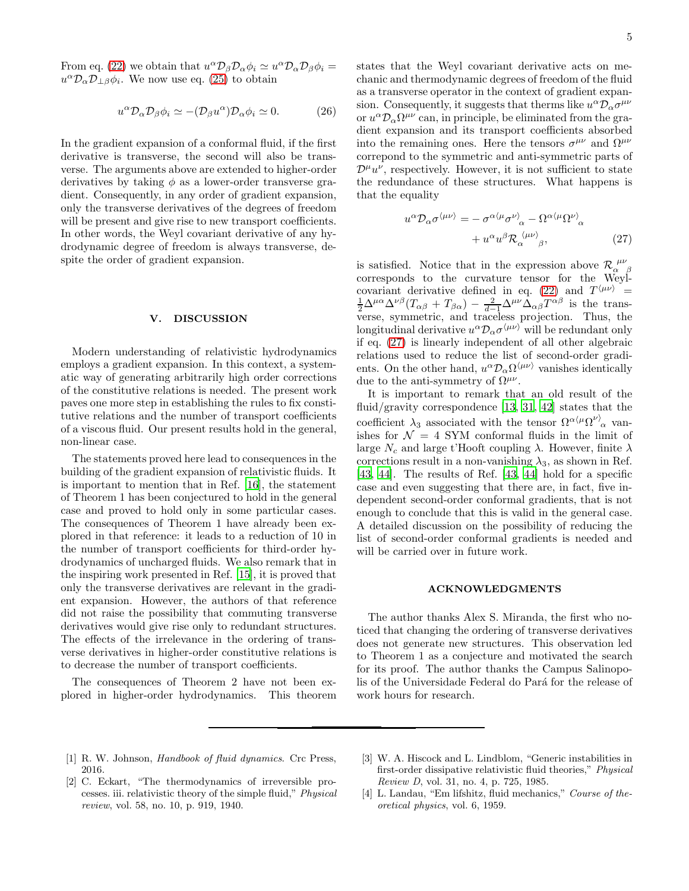From eq. (22) we obtain that $u^\alpha \mathcal{D}_\beta \mathcal{D}_\alpha \phi_i \simeq u^\alpha \mathcal{D}_\alpha \mathcal{D}_\beta \phi_i = u^\alpha \mathcal{D}_\alpha \mathcal{D}_{\perp\beta} \phi_i$. We now use eq. (25) to obtain

$$u^\alpha \mathcal{D}_\alpha \mathcal{D}_\beta \phi_i \simeq -(\mathcal{D}_\beta u^\alpha) \mathcal{D}_\alpha \phi_i \simeq 0. \tag{26}$$

In the gradient expansion of a conformal fluid, if the first derivative is transverse, the second will also be transverse. The arguments above are extended to higher-order derivatives by taking $\phi$ as a lower-order transverse gradient. Consequently, in any order of gradient expansion, only the transverse derivatives of the degrees of freedom will be present and give rise to new transport coefficients. In other words, the Weyl covariant derivative of any hydrodynamic degree of freedom is always transverse, despite the order of gradient expansion.

## V. DISCUSSION

Modern understanding of relativistic hydrodynamics employs a gradient expansion. In this context, a systematic way of generating arbitrarily high order corrections of the constitutive relations is needed. The present work paves one more step in establishing the rules to fix constitutive relations and the number of transport coefficients of a viscous fluid. Our present results hold in the general, non-linear case.

The statements proved here lead to consequences in the building of the gradient expansion of relativistic fluids. It is important to mention that in Ref. [16], the statement of Theorem 1 has been conjectured to hold in the general case and proved to hold only in some particular cases. The consequences of Theorem 1 have already been explored in that reference: it leads to a reduction of 10 in the number of transport coefficients for third-order hydrodynamics of uncharged fluids. We also remark that in the inspiring work presented in Ref. [15], it is proved that only the transverse derivatives are relevant in the gradient expansion. However, the authors of that reference did not raise the possibility that commuting transverse derivatives would give rise only to redundant structures. The effects of the irrelevance in the ordering of transverse derivatives in higher-order constitutive relations is to decrease the number of transport coefficients.

The consequences of Theorem 2 have not been explored in higher-order hydrodynamics. This theorem states that the Weyl covariant derivative acts on mechanic and thermodynamic degrees of freedom of the fluid as a transverse operator in the context of gradient expansion. Consequently, it suggests that therms like $u^\alpha \mathcal{D}_\alpha \sigma^{\mu\nu}$ or $u^\alpha \mathcal{D}_\alpha \Omega^{\mu\nu}$ can, in principle, be eliminated from the gradient expansion and its transport coefficients absorbed into the remaining ones. Here the tensors $\sigma^{\mu\nu}$ and $\Omega^{\mu\nu}$ correpond to the symmetric and anti-symmetric parts of $\mathcal{D}^\mu u^\nu$, respectively. However, it is not sufficient to state the redundance of these structures. What happens is that the equality

$$\begin{aligned} u^\alpha \mathcal{D}_\alpha \sigma^{\langle\mu\nu\rangle} = &- \sigma^{\alpha\langle\mu}\sigma^{\nu\rangle}{}_\alpha - \Omega^{\alpha\langle\mu}\Omega^{\nu\rangle}{}_\alpha \\ &+ u^\alpha u^\beta \mathcal{R}_\alpha{}^{\langle\mu\nu\rangle}{}_\beta, \end{aligned} \tag{27}$$

is satisfied. Notice that in the expression above $\mathcal{R}_\alpha{}^{\mu\nu}{}_\beta$ corresponds to the curvature tensor for the Weyl-covariant derivative defined in eq. (22) and $T^{\langle\mu\nu\rangle} = \frac{1}{2}\Delta^{\mu\alpha}\Delta^{\nu\beta}(T_{\alpha\beta} + T_{\beta\alpha}) - \frac{2}{d-1}\Delta^{\mu\nu}\Delta_{\alpha\beta}T^{\alpha\beta}$ is the transverse, symmetric, and traceless projection. Thus, the longitudinal derivative $u^\alpha \mathcal{D}_\alpha \sigma^{\langle\mu\nu\rangle}$ will be redundant only if eq. (27) is linearly independent of all other algebraic relations used to reduce the list of second-order gradients. On the other hand, $u^\alpha \mathcal{D}_\alpha \Omega^{\langle\mu\nu\rangle}$ vanishes identically due to the anti-symmetry of $\Omega^{\mu\nu}$.

It is important to remark that an old result of the fluid/gravity correspondence [13, 31, 42] states that the coefficient $\lambda_3$ associated with the tensor $\Omega^{\alpha\langle\mu}\Omega^{\nu\rangle}{}_\alpha$ vanishes for $\mathcal{N} = 4$ SYM conformal fluids in the limit of large $N_c$ and large t'Hooft coupling $\lambda$. However, finite $\lambda$ corrections result in a non-vanishing $\lambda_3$, as shown in Ref. [43, 44]. The results of Ref. [43, 44] hold for a specific case and even suggesting that there are, in fact, five independent second-order conformal gradients, that is not enough to conclude that this is valid in the general case. A detailed discussion on the possibility of reducing the list of second-order conformal gradients is needed and will be carried over in future work.

## ACKNOWLEDGMENTS

The author thanks Alex S. Miranda, the first who noticed that changing the ordering of transverse derivatives does not generate new structures. This observation led to Theorem 1 as a conjecture and motivated the search for its proof. The author thanks the Campus Salinopolis of the Universidade Federal do Pará for the release of work hours for research.

---

[1] R. W. Johnson, *Handbook of fluid dynamics*. Crc Press, 2016.

[2] C. Eckart, "The thermodynamics of irreversible processes. iii. relativistic theory of the simple fluid," *Physical review*, vol. 58, no. 10, p. 919, 1940.

[3] W. A. Hiscock and L. Lindblom, "Generic instabilities in first-order dissipative relativistic fluid theories," *Physical Review D*, vol. 31, no. 4, p. 725, 1985.

[4] L. Landau, "Em lifshitz, fluid mechanics," *Course of theoretical physics*, vol. 6, 1959.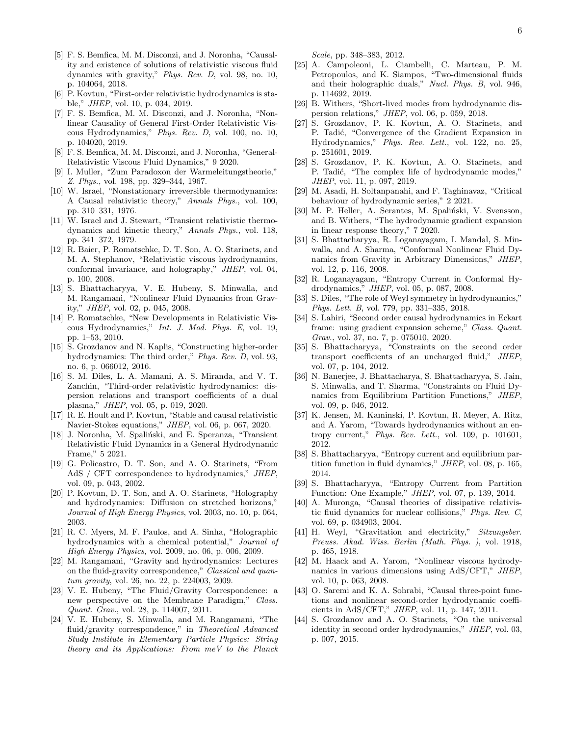[5] F. S. Bemfica, M. M. Disconzi, and J. Noronha, "Causality and existence of solutions of relativistic viscous fluid dynamics with gravity," *Phys. Rev. D*, vol. 98, no. 10, p. 104064, 2018.

[6] P. Kovtun, "First-order relativistic hydrodynamics is stable," *JHEP*, vol. 10, p. 034, 2019.

[7] F. S. Bemfica, M. M. Disconzi, and J. Noronha, "Nonlinear Causality of General First-Order Relativistic Viscous Hydrodynamics," *Phys. Rev. D*, vol. 100, no. 10, p. 104020, 2019.

[8] F. S. Bemfica, M. M. Disconzi, and J. Noronha, "General-Relativistic Viscous Fluid Dynamics," 9 2020.

[9] I. Muller, "Zum Paradoxon der Warmeleitungstheorie," *Z. Phys.*, vol. 198, pp. 329–344, 1967.

[10] W. Israel, "Nonstationary irreversible thermodynamics: A Causal relativistic theory," *Annals Phys.*, vol. 100, pp. 310–331, 1976.

[11] W. Israel and J. Stewart, "Transient relativistic thermodynamics and kinetic theory," *Annals Phys.*, vol. 118, pp. 341–372, 1979.

[12] R. Baier, P. Romatschke, D. T. Son, A. O. Starinets, and M. A. Stephanov, "Relativistic viscous hydrodynamics, conformal invariance, and holography," *JHEP*, vol. 04, p. 100, 2008.

[13] S. Bhattacharyya, V. E. Hubeny, S. Minwalla, and M. Rangamani, "Nonlinear Fluid Dynamics from Gravity," *JHEP*, vol. 02, p. 045, 2008.

[14] P. Romatschke, "New Developments in Relativistic Viscous Hydrodynamics," *Int. J. Mod. Phys. E*, vol. 19, pp. 1–53, 2010.

[15] S. Grozdanov and N. Kaplis, "Constructing higher-order hydrodynamics: The third order," *Phys. Rev. D*, vol. 93, no. 6, p. 066012, 2016.

[16] S. M. Diles, L. A. Mamani, A. S. Miranda, and V. T. Zanchin, "Third-order relativistic hydrodynamics: dispersion relations and transport coefficients of a dual plasma," *JHEP*, vol. 05, p. 019, 2020.

[17] R. E. Hoult and P. Kovtun, "Stable and causal relativistic Navier-Stokes equations," *JHEP*, vol. 06, p. 067, 2020.

[18] J. Noronha, M. Spaliński, and E. Speranza, "Transient Relativistic Fluid Dynamics in a General Hydrodynamic Frame," 5 2021.

[19] G. Policastro, D. T. Son, and A. O. Starinets, "From AdS / CFT correspondence to hydrodynamics," *JHEP*, vol. 09, p. 043, 2002.

[20] P. Kovtun, D. T. Son, and A. O. Starinets, "Holography and hydrodynamics: Diffusion on stretched horizons," *Journal of High Energy Physics*, vol. 2003, no. 10, p. 064, 2003.

[21] R. C. Myers, M. F. Paulos, and A. Sinha, "Holographic hydrodynamics with a chemical potential," *Journal of High Energy Physics*, vol. 2009, no. 06, p. 006, 2009.

[22] M. Rangamani, "Gravity and hydrodynamics: Lectures on the fluid-gravity correspondence," *Classical and quantum gravity*, vol. 26, no. 22, p. 224003, 2009.

[23] V. E. Hubeny, "The Fluid/Gravity Correspondence: a new perspective on the Membrane Paradigm," *Class. Quant. Grav.*, vol. 28, p. 114007, 2011.

[24] V. E. Hubeny, S. Minwalla, and M. Rangamani, "The fluid/gravity correspondence," in *Theoretical Advanced Study Institute in Elementary Particle Physics: String theory and its Applications: From meV to the Planck Scale*, pp. 348–383, 2012.

[25] A. Campoleoni, L. Ciambelli, C. Marteau, P. M. Petropoulos, and K. Siampos, "Two-dimensional fluids and their holographic duals," *Nucl. Phys. B*, vol. 946, p. 114692, 2019.

[26] B. Withers, "Short-lived modes from hydrodynamic dispersion relations," *JHEP*, vol. 06, p. 059, 2018.

[27] S. Grozdanov, P. K. Kovtun, A. O. Starinets, and P. Tadić, "Convergence of the Gradient Expansion in Hydrodynamics," *Phys. Rev. Lett.*, vol. 122, no. 25, p. 251601, 2019.

[28] S. Grozdanov, P. K. Kovtun, A. O. Starinets, and P. Tadić, "The complex life of hydrodynamic modes," *JHEP*, vol. 11, p. 097, 2019.

[29] M. Asadi, H. Soltanpanahi, and F. Taghinavaz, "Critical behaviour of hydrodynamic series," 2 2021.

[30] M. P. Heller, A. Serantes, M. Spaliński, V. Svensson, and B. Withers, "The hydrodynamic gradient expansion in linear response theory," 7 2020.

[31] S. Bhattacharyya, R. Loganayagam, I. Mandal, S. Minwalla, and A. Sharma, "Conformal Nonlinear Fluid Dynamics from Gravity in Arbitrary Dimensions," *JHEP*, vol. 12, p. 116, 2008.

[32] R. Loganayagam, "Entropy Current in Conformal Hydrodynamics," *JHEP*, vol. 05, p. 087, 2008.

[33] S. Diles, "The role of Weyl symmetry in hydrodynamics," *Phys. Lett. B*, vol. 779, pp. 331–335, 2018.

[34] S. Lahiri, "Second order causal hydrodynamics in Eckart frame: using gradient expansion scheme," *Class. Quant. Grav.*, vol. 37, no. 7, p. 075010, 2020.

[35] S. Bhattacharyya, "Constraints on the second order transport coefficients of an uncharged fluid," *JHEP*, vol. 07, p. 104, 2012.

[36] N. Banerjee, J. Bhattacharya, S. Bhattacharyya, S. Jain, S. Minwalla, and T. Sharma, "Constraints on Fluid Dynamics from Equilibrium Partition Functions," *JHEP*, vol. 09, p. 046, 2012.

[37] K. Jensen, M. Kaminski, P. Kovtun, R. Meyer, A. Ritz, and A. Yarom, "Towards hydrodynamics without an entropy current," *Phys. Rev. Lett.*, vol. 109, p. 101601, 2012.

[38] S. Bhattacharyya, "Entropy current and equilibrium partition function in fluid dynamics," *JHEP*, vol. 08, p. 165, 2014.

[39] S. Bhattacharyya, "Entropy Current from Partition Function: One Example," *JHEP*, vol. 07, p. 139, 2014.

[40] A. Muronga, "Causal theories of dissipative relativistic fluid dynamics for nuclear collisions," *Phys. Rev. C*, vol. 69, p. 034903, 2004.

[41] H. Weyl, "Gravitation and electricity," *Sitzungsber. Preuss. Akad. Wiss. Berlin (Math. Phys. )*, vol. 1918, p. 465, 1918.

[42] M. Haack and A. Yarom, "Nonlinear viscous hydrodynamics in various dimensions using AdS/CFT," *JHEP*, vol. 10, p. 063, 2008.

[43] O. Saremi and K. A. Sohrabi, "Causal three-point functions and nonlinear second-order hydrodynamic coefficients in AdS/CFT," *JHEP*, vol. 11, p. 147, 2011.

[44] S. Grozdanov and A. O. Starinets, "On the universal identity in second order hydrodynamics," *JHEP*, vol. 03, p. 007, 2015.